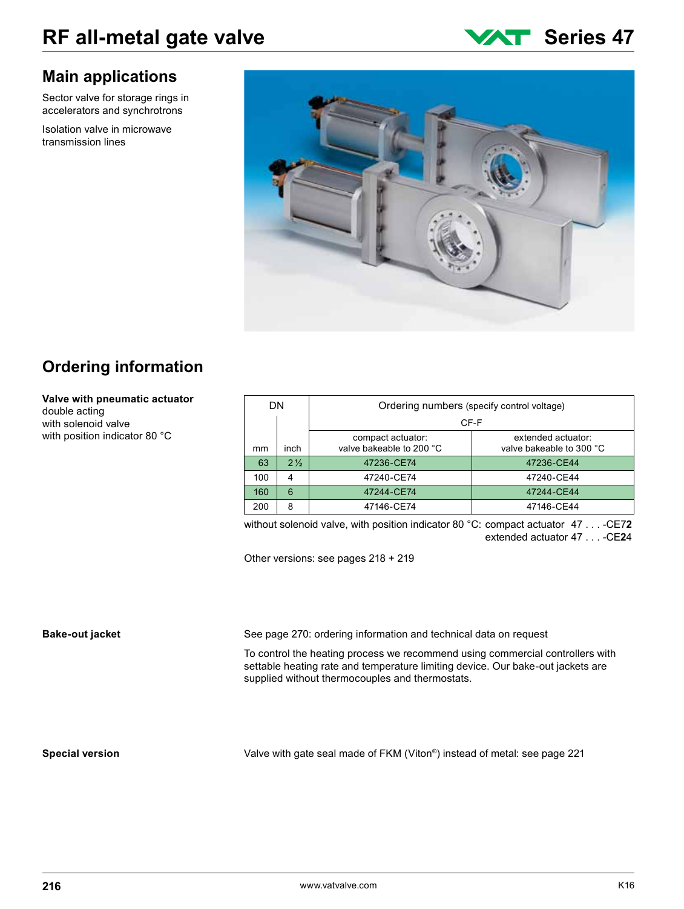# RF all-metal gate valve

**Series 47**

## Main applications

Sector valve for storage rings in accelerators and synchrotrons

Isolation valve in microwave transmission lines

## Ordering information

**Valve with pneumatic actuator**
double acting
with solenoid valve
with position indicator 80 °C

| DN | | Ordering numbers (specify control voltage) | |
|---|---|---|---|
| | | CF-F | |
| mm | inch | compact actuator: valve bakeable to 200 °C | extended actuator: valve bakeable to 300 °C |
| 63 | 2½ | 47236-CE74 | 47236-CE44 |
| 100 | 4 | 47240-CE74 | 47240-CE44 |
| 160 | 6 | 47244-CE74 | 47244-CE44 |
| 200 | 8 | 47146-CE74 | 47146-CE44 |

without solenoid valve, with position indicator 80 °C: compact actuator 47 . . . -CE7**2**
extended actuator 47 . . . -CE**2**4

Other versions: see pages 218 + 219

**Bake-out jacket**

See page 270: ordering information and technical data on request

To control the heating process we recommend using commercial controllers with settable heating rate and temperature limiting device. Our bake-out jackets are supplied without thermocouples and thermostats.

**Special version**

Valve with gate seal made of FKM (Viton®) instead of metal: see page 221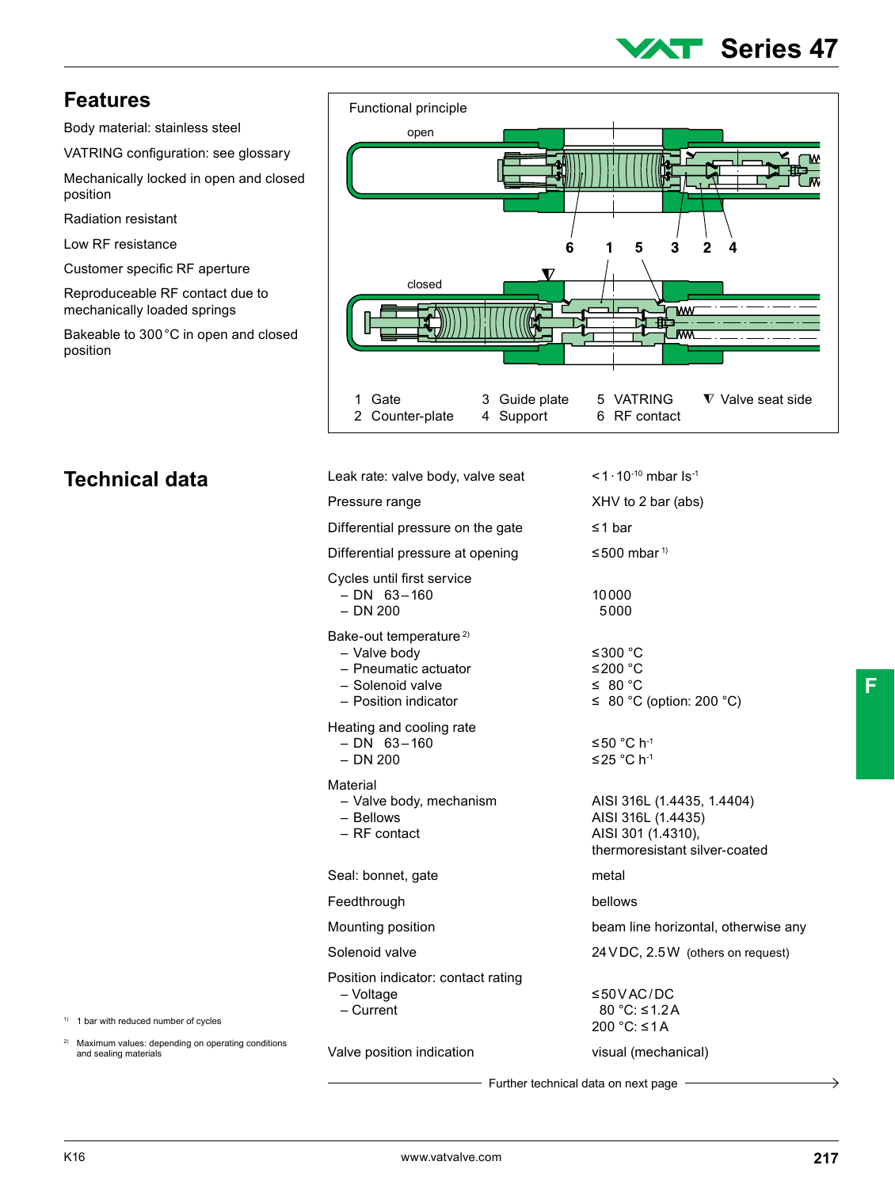## Features

Body material: stainless steel

VATRING configuration: see glossary

Mechanically locked in open and closed position

Radiation resistant

Low RF resistance

Customer specific RF aperture

Reproduceable RF contact due to mechanically loaded springs

Bakeable to 300 °C in open and closed position

Functional principle

open

closed

1 Gate
2 Counter-plate
3 Guide plate
4 Support
5 VATRING
6 RF contact
∇ Valve seat side

## Technical data

| | |
|---|---|
| Leak rate: valve body, valve seat | $< 1 \cdot 10^{-10}$ mbar ls$^{-1}$ |
| Pressure range | XHV to 2 bar (abs) |
| Differential pressure on the gate | ≤ 1 bar |
| Differential pressure at opening | ≤ 500 mbar [1] |
| Cycles until first service | |
| – DN 63 – 160 | 10 000 |
| – DN 200 | 5 000 |
| Bake-out temperature [2] | |
| – Valve body | ≤ 300 °C |
| – Pneumatic actuator | ≤ 200 °C |
| – Solenoid valve | ≤ 80 °C |
| – Position indicator | ≤ 80 °C (option: 200 °C) |
| Heating and cooling rate | |
| – DN 63 – 160 | ≤ 50 °C h$^{-1}$ |
| – DN 200 | ≤ 25 °C h$^{-1}$ |
| Material | |
| – Valve body, mechanism | AISI 316L (1.4435, 1.4404) |
| – Bellows | AISI 316L (1.4435) |
| – RF contact | AISI 301 (1.4310), thermoresistant silver-coated |
| Seal: bonnet, gate | metal |
| Feedthrough | bellows |
| Mounting position | beam line horizontal, otherwise any |
| Solenoid valve | 24 V DC, 2.5 W (others on request) |
| Position indicator: contact rating | |
| – Voltage | ≤ 50 V AC / DC |
| – Current | 80 °C: ≤ 1.2 A<br>200 °C: ≤ 1 A |
| Valve position indication | visual (mechanical) |

Further technical data on next page →

[1] 1 bar with reduced number of cycles

[2] Maximum values: depending on operating conditions and sealing materials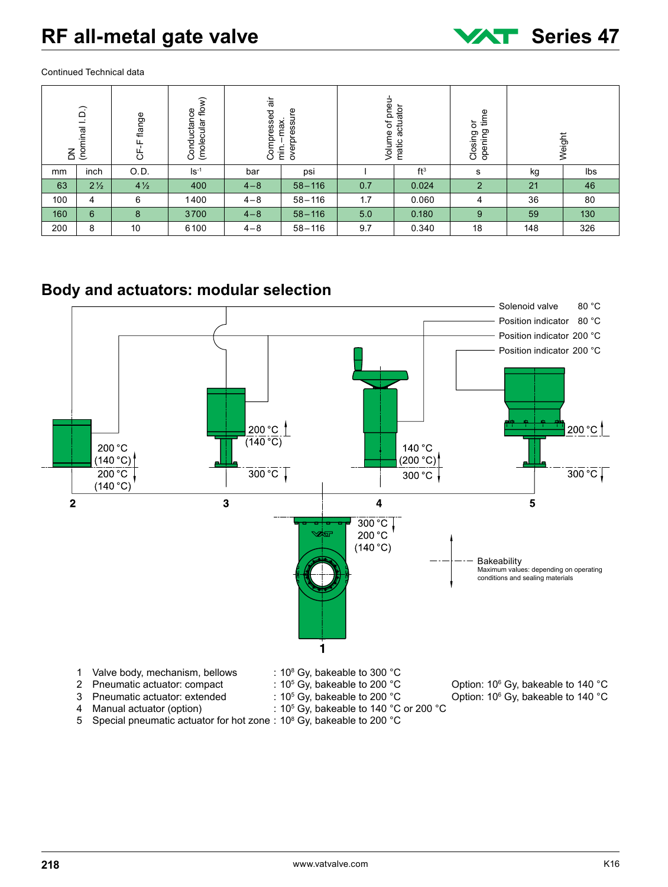# RF all-metal gate valve

**Series 47**

Continued Technical data

| DN (nominal I.D.) | | CF-F flange | Conductance (molecular flow) | Compressed air min.–max. overpressure | | Volume of pneumatic actuator | | Closing or opening time | Weight | |
|---|---|---|---|---|---|---|---|---|---|---|
| mm | inch | O.D. | ls⁻¹ | bar | psi | l | ft³ | s | kg | lbs |
| 63 | 2½ | 4½ | 400 | 4–8 | 58–116 | 0.7 | 0.024 | 2 | 21 | 46 |
| 100 | 4 | 6 | 1400 | 4–8 | 58–116 | 1.7 | 0.060 | 4 | 36 | 80 |
| 160 | 6 | 8 | 3700 | 4–8 | 58–116 | 5.0 | 0.180 | 9 | 59 | 130 |
| 200 | 8 | 10 | 6100 | 4–8 | 58–116 | 9.7 | 0.340 | 18 | 148 | 326 |

## Body and actuators: modular selection

Solenoid valve 80 °C
Position indicator 80 °C
Position indicator 200 °C
Position indicator 200 °C

Bakeability
Maximum values: depending on operating conditions and sealing materials

1 Valve body, mechanism, bellows : $10^8$ Gy, bakeable to 300 °C
2 Pneumatic actuator: compact : $10^5$ Gy, bakeable to 200 °C — Option: $10^6$ Gy, bakeable to 140 °C
3 Pneumatic actuator: extended : $10^5$ Gy, bakeable to 200 °C — Option: $10^6$ Gy, bakeable to 140 °C
4 Manual actuator (option) : $10^5$ Gy, bakeable to 140 °C or 200 °C
5 Special pneumatic actuator for hot zone : $10^8$ Gy, bakeable to 200 °C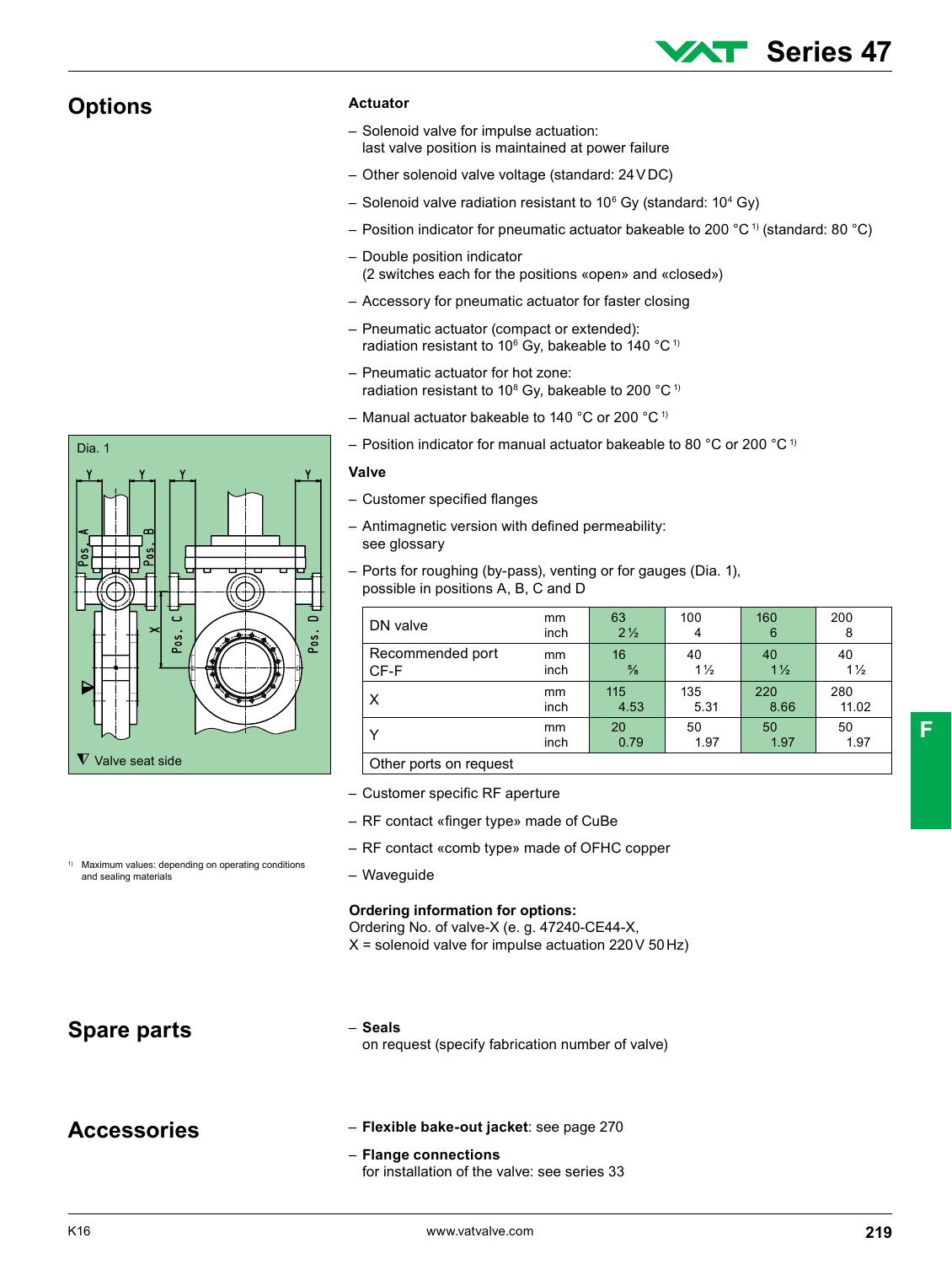## Options

### Actuator

- Solenoid valve for impulse actuation: last valve position is maintained at power failure
- Other solenoid valve voltage (standard: 24 V DC)
- Solenoid valve radiation resistant to $10^6$ Gy (standard: $10^4$ Gy)
- Position indicator for pneumatic actuator bakeable to 200 °C [1)] (standard: 80 °C)
- Double position indicator (2 switches each for the positions «open» and «closed»)
- Accessory for pneumatic actuator for faster closing
- Pneumatic actuator (compact or extended): radiation resistant to $10^6$ Gy, bakeable to 140 °C [1)]
- Pneumatic actuator for hot zone: radiation resistant to $10^8$ Gy, bakeable to 200 °C [1)]
- Manual actuator bakeable to 140 °C or 200 °C [1)]
- Position indicator for manual actuator bakeable to 80 °C or 200 °C [1)]

### Valve

- Customer specified flanges
- Antimagnetic version with defined permeability: see glossary
- Ports for roughing (by-pass), venting or for gauges (Dia. 1), possible in positions A, B, C and D

Dia. 1

▽ Valve seat side

| DN valve | mm / inch | 63 / 2½ | 100 / 4 | 160 / 6 | 200 / 8 |
|---|---|---|---|---|---|
| Recommended port CF-F | mm / inch | 16 / ⅝ | 40 / 1½ | 40 / 1½ | 40 / 1½ |
| X | mm / inch | 115 / 4.53 | 135 / 5.31 | 220 / 8.66 | 280 / 11.02 |
| Y | mm / inch | 20 / 0.79 | 50 / 1.97 | 50 / 1.97 | 50 / 1.97 |
| Other ports on request | | | | | |

- Customer specific RF aperture
- RF contact «finger type» made of CuBe
- RF contact «comb type» made of OFHC copper
- Waveguide

**Ordering information for options:**
Ordering No. of valve-X (e. g. 47240-CE44-X,
X = solenoid valve for impulse actuation 220 V 50 Hz)

[1)] Maximum values: depending on operating conditions and sealing materials

## Spare parts

- **Seals**
  on request (specify fabrication number of valve)

## Accessories

- **Flexible bake-out jacket**: see page 270
- **Flange connections**
  for installation of the valve: see series 33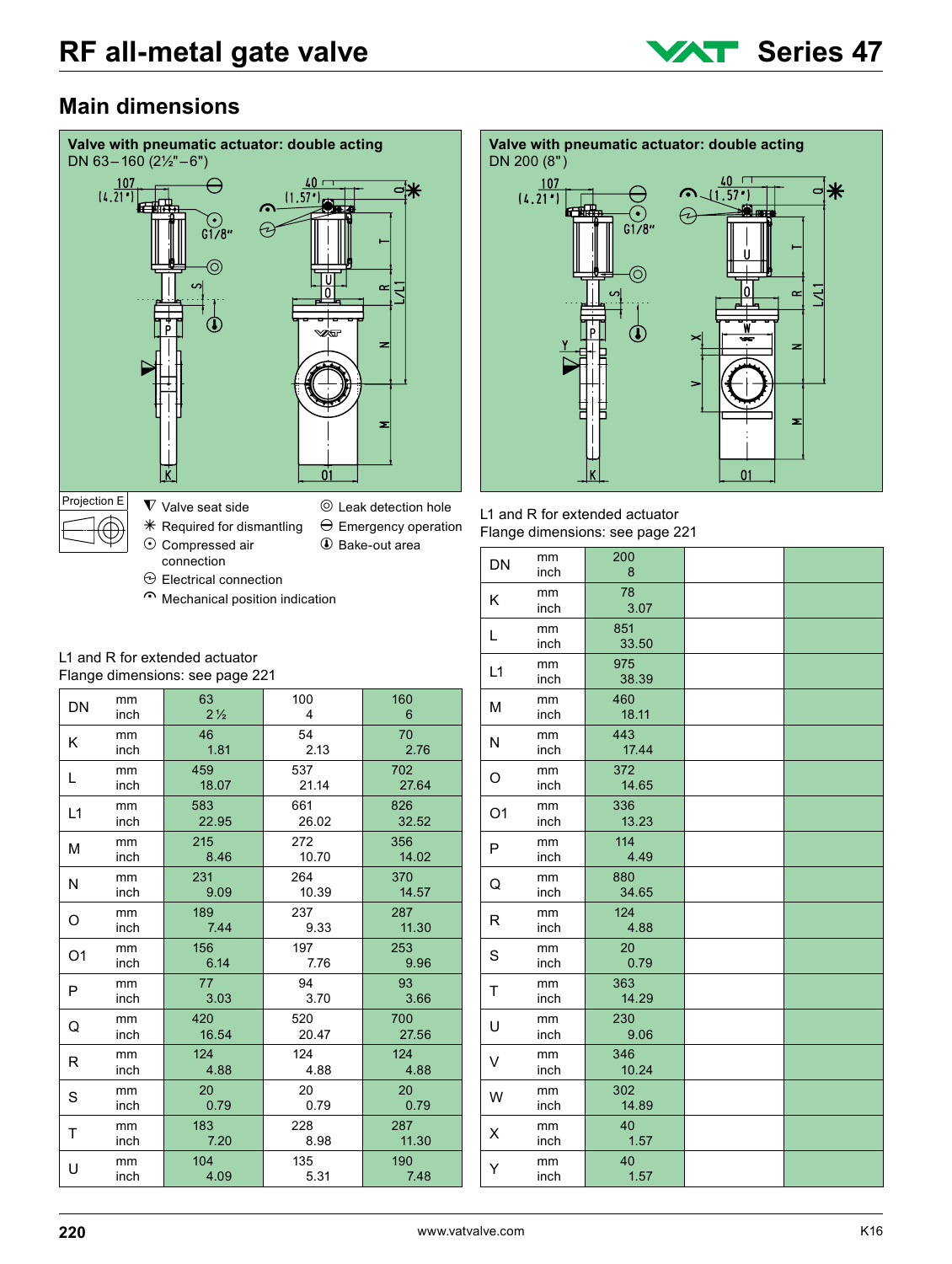# RF all-metal gate valve

**Series 47**

## Main dimensions

**Valve with pneumatic actuator: double acting**
DN 63 – 160 (2½" – 6")

Projection E

- ▼ Valve seat side
- ✳ Required for dismantling
- ⊙ Compressed air connection
- ⊖ Electrical connection
- Mechanical position indication
- ◎ Leak detection hole
- ⊖ Emergency operation
- Bake-out area

L1 and R for extended actuator
Flange dimensions: see page 221

| DN | mm / inch | 63 / 2½ | 100 / 4 | 160 / 6 |
|---|---|---|---|---|
| K | mm / inch | 46 / 1.81 | 54 / 2.13 | 70 / 2.76 |
| L | mm / inch | 459 / 18.07 | 537 / 21.14 | 702 / 27.64 |
| L1 | mm / inch | 583 / 22.95 | 661 / 26.02 | 826 / 32.52 |
| M | mm / inch | 215 / 8.46 | 272 / 10.70 | 356 / 14.02 |
| N | mm / inch | 231 / 9.09 | 264 / 10.39 | 370 / 14.57 |
| O | mm / inch | 189 / 7.44 | 237 / 9.33 | 287 / 11.30 |
| O1 | mm / inch | 156 / 6.14 | 197 / 7.76 | 253 / 9.96 |
| P | mm / inch | 77 / 3.03 | 94 / 3.70 | 93 / 3.66 |
| Q | mm / inch | 420 / 16.54 | 520 / 20.47 | 700 / 27.56 |
| R | mm / inch | 124 / 4.88 | 124 / 4.88 | 124 / 4.88 |
| S | mm / inch | 20 / 0.79 | 20 / 0.79 | 20 / 0.79 |
| T | mm / inch | 183 / 7.20 | 228 / 8.98 | 287 / 11.30 |
| U | mm / inch | 104 / 4.09 | 135 / 5.31 | 190 / 7.48 |

**Valve with pneumatic actuator: double acting**
DN 200 (8")

L1 and R for extended actuator
Flange dimensions: see page 221

| DN | mm / inch | 200 / 8 | | |
|---|---|---|---|---|
| K | mm / inch | 78 / 3.07 | | |
| L | mm / inch | 851 / 33.50 | | |
| L1 | mm / inch | 975 / 38.39 | | |
| M | mm / inch | 460 / 18.11 | | |
| N | mm / inch | 443 / 17.44 | | |
| O | mm / inch | 372 / 14.65 | | |
| O1 | mm / inch | 336 / 13.23 | | |
| P | mm / inch | 114 / 4.49 | | |
| Q | mm / inch | 880 / 34.65 | | |
| R | mm / inch | 124 / 4.88 | | |
| S | mm / inch | 20 / 0.79 | | |
| T | mm / inch | 363 / 14.29 | | |
| U | mm / inch | 230 / 9.06 | | |
| V | mm / inch | 346 / 10.24 | | |
| W | mm / inch | 302 / 14.89 | | |
| X | mm / inch | 40 / 1.57 | | |
| Y | mm / inch | 40 / 1.57 | | |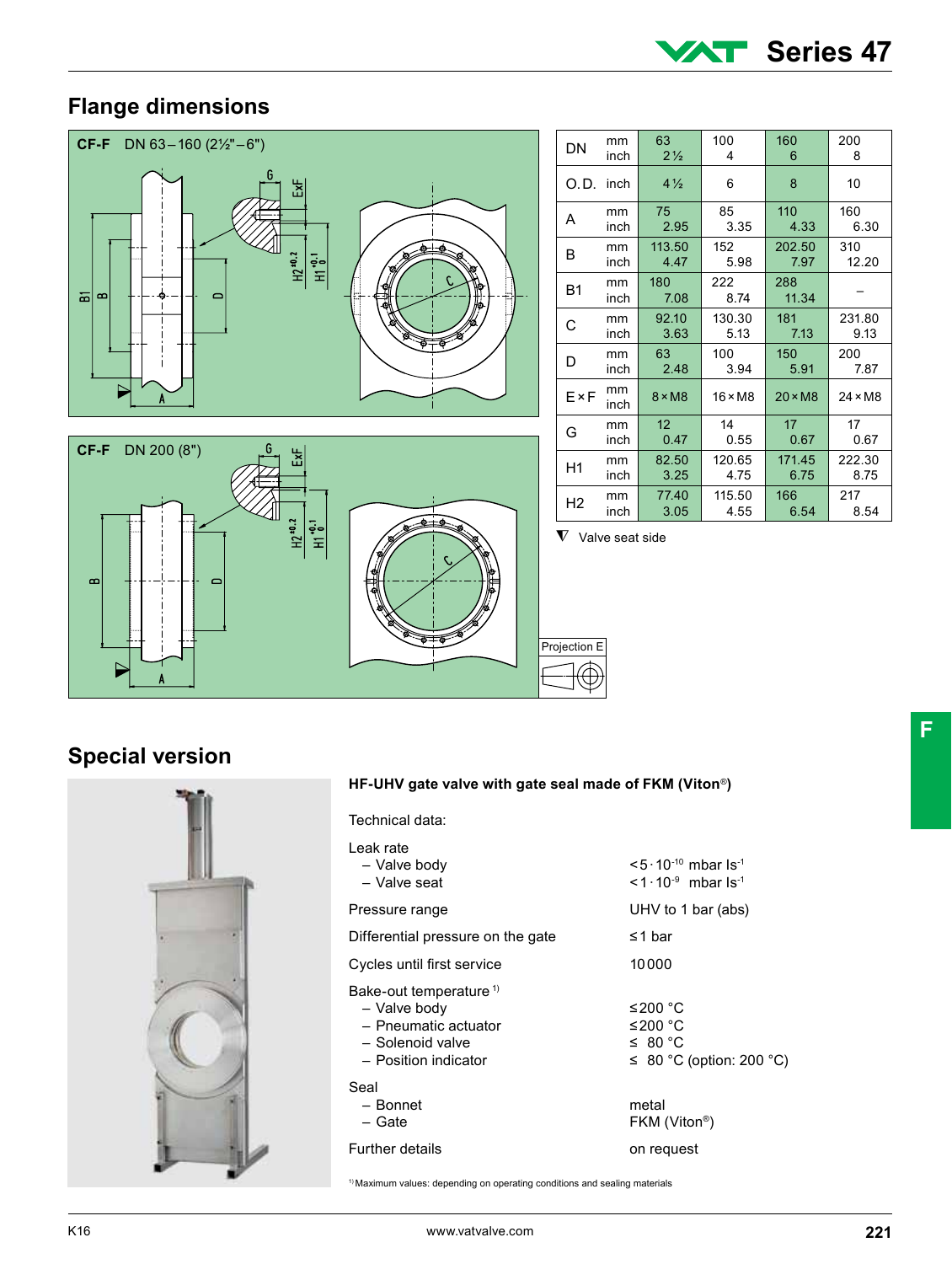## Flange dimensions

CF-F DN 63–160 (2½"–6")

CF-F DN 200 (8")

| DN | | 63 | 100 | 160 | 200 |
|---|---|---|---|---|---|
| DN | mm<br>inch | 63<br>2½ | 100<br>4 | 160<br>6 | 200<br>8 |
| O.D. | inch | 4½ | 6 | 8 | 10 |
| A | mm<br>inch | 75<br>2.95 | 85<br>3.35 | 110<br>4.33 | 160<br>6.30 |
| B | mm<br>inch | 113.50<br>4.47 | 152<br>5.98 | 202.50<br>7.97 | 310<br>12.20 |
| B1 | mm<br>inch | 180<br>7.08 | 222<br>8.74 | 288<br>11.34 | – |
| C | mm<br>inch | 92.10<br>3.63 | 130.30<br>5.13 | 181<br>7.13 | 231.80<br>9.13 |
| D | mm<br>inch | 63<br>2.48 | 100<br>3.94 | 150<br>5.91 | 200<br>7.87 |
| E × F | mm<br>inch | 8 × M8 | 16 × M8 | 20 × M8 | 24 × M8 |
| G | mm<br>inch | 12<br>0.47 | 14<br>0.55 | 17<br>0.67 | 17<br>0.67 |
| H1 | mm<br>inch | 82.50<br>3.25 | 120.65<br>4.75 | 171.45<br>6.75 | 222.30<br>8.75 |
| H2 | mm<br>inch | 77.40<br>3.05 | 115.50<br>4.55 | 166<br>6.54 | 217<br>8.54 |

▼ Valve seat side

Projection E

## Special version

**HF-UHV gate valve with gate seal made of FKM (Viton®)**

Technical data:

| | |
|---|---|
| Leak rate | |
| – Valve body | $< 5 \cdot 10^{-10}$ mbar $ls^{-1}$ |
| – Valve seat | $< 1 \cdot 10^{-9}$ mbar $ls^{-1}$ |
| Pressure range | UHV to 1 bar (abs) |
| Differential pressure on the gate | ≤ 1 bar |
| Cycles until first service | 10 000 |
| Bake-out temperature [1] | |
| – Valve body | ≤ 200 °C |
| – Pneumatic actuator | ≤ 200 °C |
| – Solenoid valve | ≤ 80 °C |
| – Position indicator | ≤ 80 °C (option: 200 °C) |
| Seal | |
| – Bonnet | metal |
| – Gate | FKM (Viton®) |
| Further details | on request |

[1] Maximum values: depending on operating conditions and sealing materials